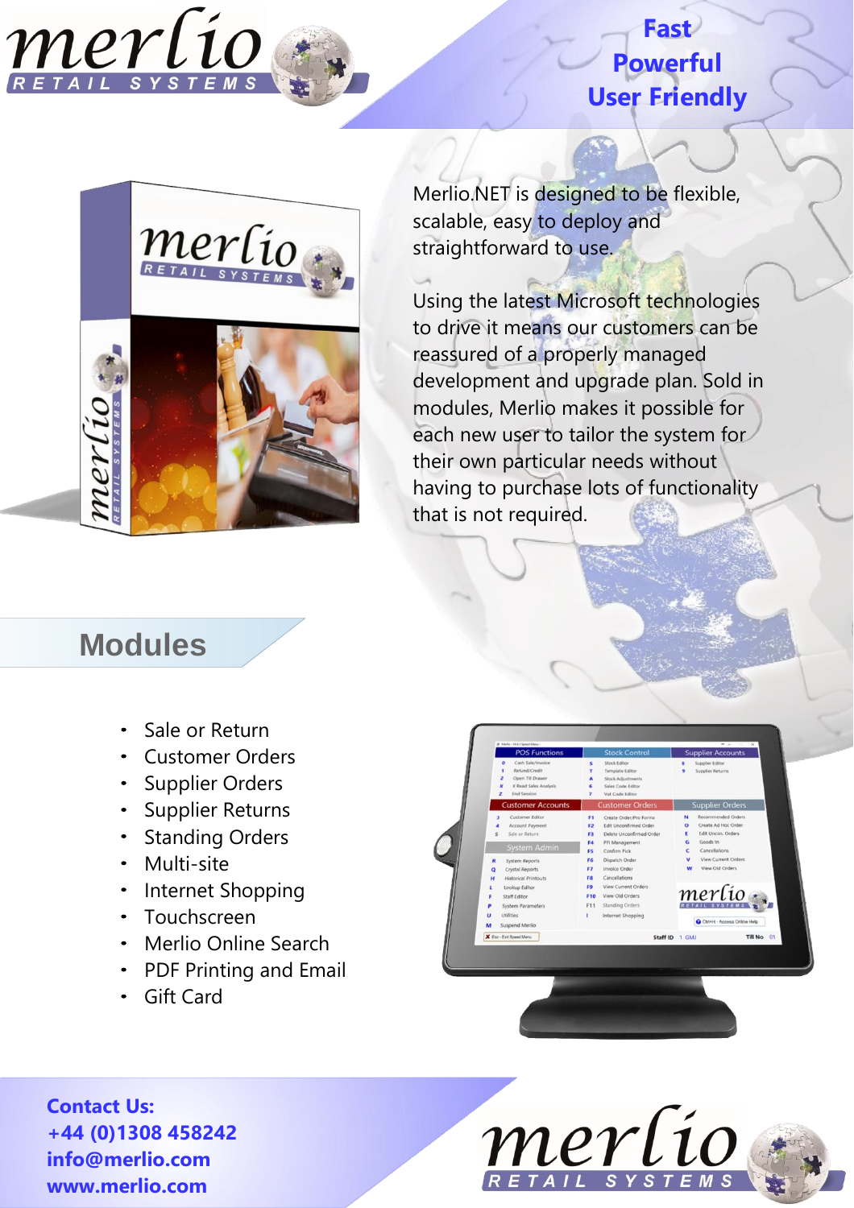**Fast**
**Powerful**
**User Friendly**

Merlio.NET is designed to be flexible, scalable, easy to deploy and straightforward to use.

Using the latest Microsoft technologies to drive it means our customers can be reassured of a properly managed development and upgrade plan. Sold in modules, Merlio makes it possible for each new user to tailor the system for their own particular needs without having to purchase lots of functionality that is not required.

## Modules

- Sale or Return
- Customer Orders
- Supplier Orders
- Supplier Returns
- Standing Orders
- Multi-site
- Internet Shopping
- Touchscreen
- Merlio Online Search
- PDF Printing and Email
- Gift Card

**Contact Us:**
**+44 (0)1308 458242**
**info@merlio.com**
**www.merlio.com**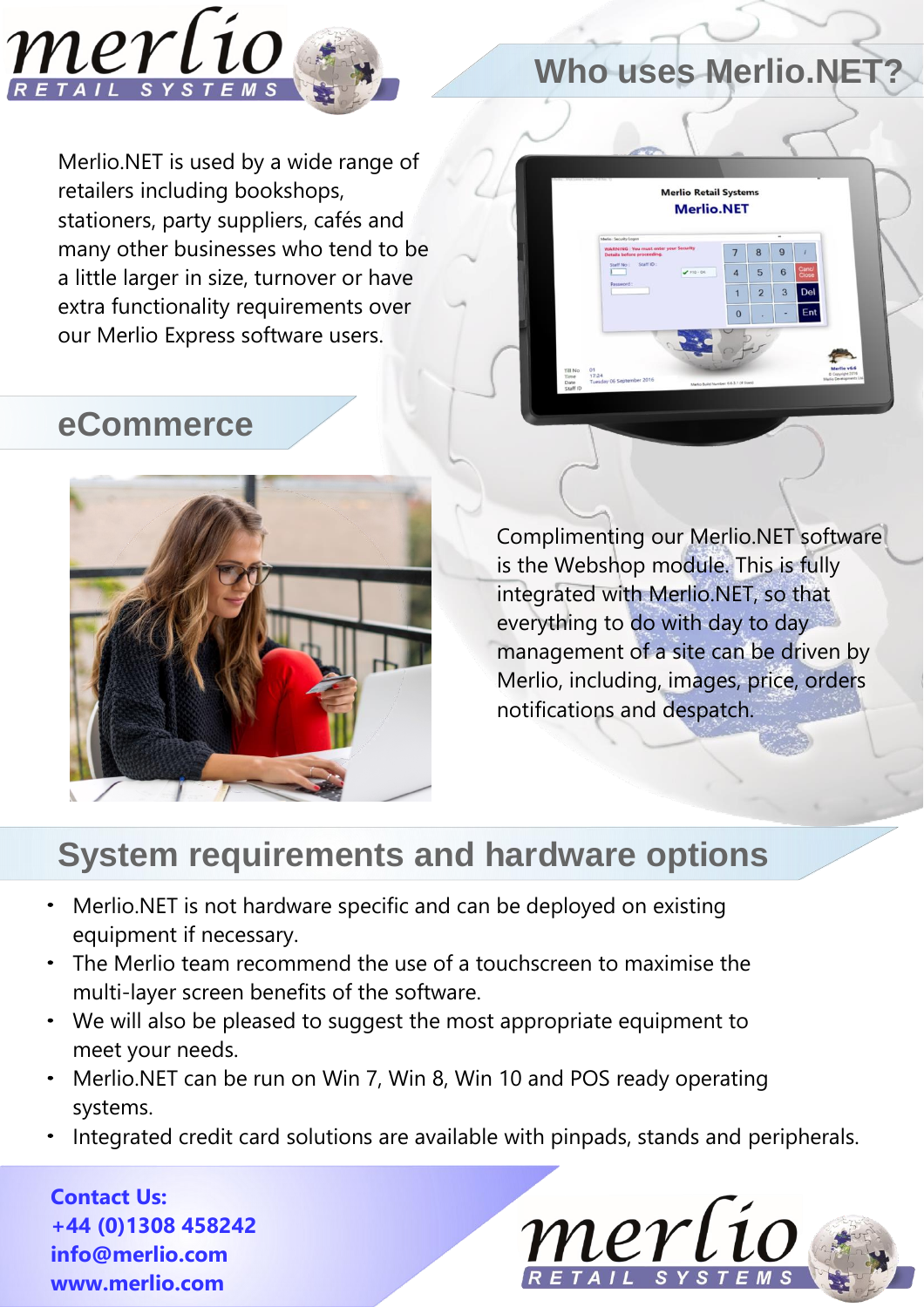## Who uses Merlio.NET?

Merlio.NET is used by a wide range of retailers including bookshops, stationers, party suppliers, cafés and many other businesses who tend to be a little larger in size, turnover or have extra functionality requirements over our Merlio Express software users.

## eCommerce

Complimenting our Merlio.NET software is the Webshop module. This is fully integrated with Merlio.NET, so that everything to do with day to day management of a site can be driven by Merlio, including, images, price, orders notifications and despatch.

## System requirements and hardware options

- Merlio.NET is not hardware specific and can be deployed on existing equipment if necessary.
- The Merlio team recommend the use of a touchscreen to maximise the multi-layer screen benefits of the software.
- We will also be pleased to suggest the most appropriate equipment to meet your needs.
- Merlio.NET can be run on Win 7, Win 8, Win 10 and POS ready operating systems.
- Integrated credit card solutions are available with pinpads, stands and peripherals.

**Contact Us:**
**+44 (0)1308 458242**
**info@merlio.com**
**www.merlio.com**